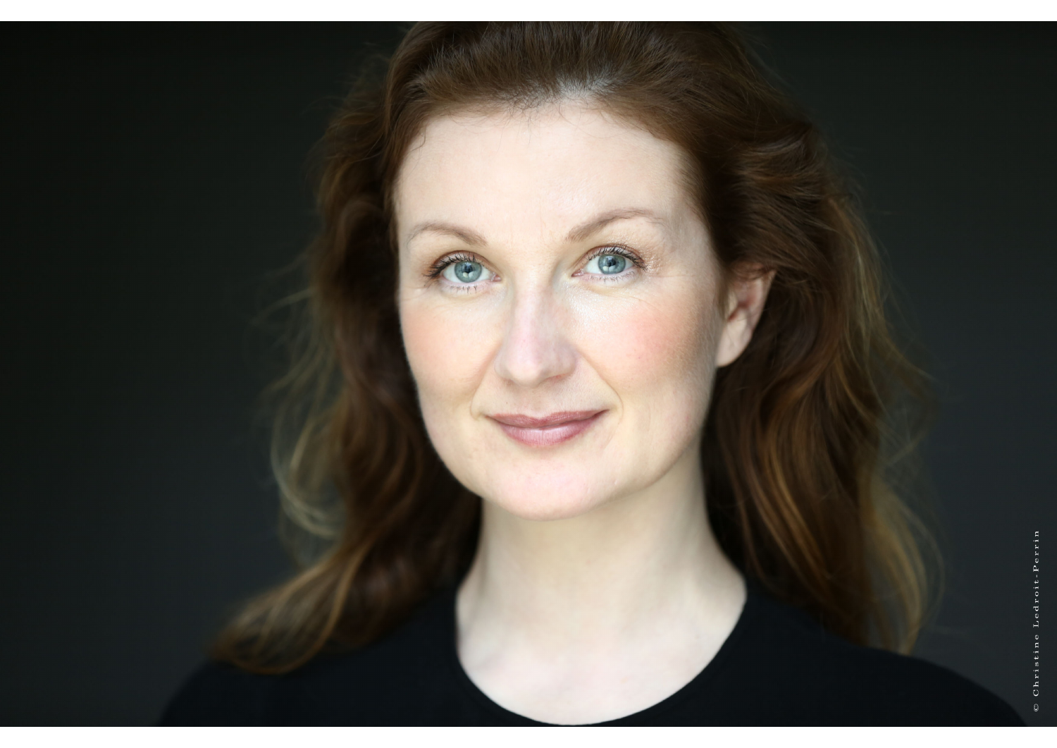© Christine Ledroit-Perrin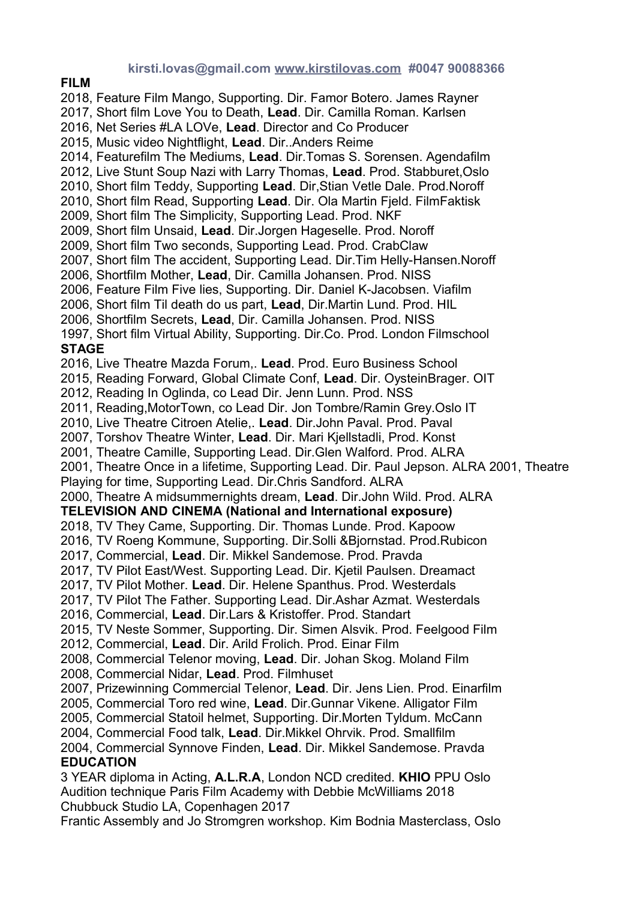**kirsti.lovas@gmail.com www.kirstilovas.com #0047 90088366**

**FILM**

2018, Feature Film Mango, Supporting. Dir. Famor Botero. James Rayner
2017, Short film Love You to Death, **Lead**. Dir. Camilla Roman. Karlsen
2016, Net Series #LA LOVe, **Lead**. Director and Co Producer
2015, Music video Nightflight, **Lead**. Dir..Anders Reime
2014, Featurefilm The Mediums, **Lead**. Dir.Tomas S. Sorensen. Agendafilm
2012, Live Stunt Soup Nazi with Larry Thomas, **Lead**. Prod. Stabburet,Oslo
2010, Short film Teddy, Supporting **Lead**. Dir,Stian Vetle Dale. Prod.Noroff
2010, Short film Read, Supporting **Lead**. Dir. Ola Martin Fjeld. FilmFaktisk
2009, Short film The Simplicity, Supporting Lead. Prod. NKF
2009, Short film Unsaid, **Lead**. Dir.Jorgen Hageselle. Prod. Noroff
2009, Short film Two seconds, Supporting Lead. Prod. CrabClaw
2007, Short film The accident, Supporting Lead. Dir.Tim Helly-Hansen.Noroff
2006, Shortfilm Mother, **Lead**, Dir. Camilla Johansen. Prod. NISS
2006, Feature Film Five lies, Supporting. Dir. Daniel K-Jacobsen. Viafilm
2006, Short film Til death do us part, **Lead**, Dir.Martin Lund. Prod. HIL
2006, Shortfilm Secrets, **Lead**, Dir. Camilla Johansen. Prod. NISS
1997, Short film Virtual Ability, Supporting. Dir.Co. Prod. London Filmschool

**STAGE**

2016, Live Theatre Mazda Forum,. **Lead**. Prod. Euro Business School
2015, Reading Forward, Global Climate Conf, **Lead**. Dir. OysteinBrager. OIT
2012, Reading In Oglinda, co Lead Dir. Jenn Lunn. Prod. NSS
2011, Reading,MotorTown, co Lead Dir. Jon Tombre/Ramin Grey.Oslo IT
2010, Live Theatre Citroen Atelie,. **Lead**. Dir.John Paval. Prod. Paval
2007, Torshov Theatre Winter, **Lead**. Dir. Mari Kjellstadli, Prod. Konst
2001, Theatre Camille, Supporting Lead. Dir.Glen Walford. Prod. ALRA
2001, Theatre Once in a lifetime, Supporting Lead. Dir. Paul Jepson. ALRA 2001, Theatre Playing for time, Supporting Lead. Dir.Chris Sandford. ALRA
2000, Theatre A midsummernights dream, **Lead**. Dir.John Wild. Prod. ALRA

**TELEVISION AND CINEMA (National and International exposure)**

2018, TV They Came, Supporting. Dir. Thomas Lunde. Prod. Kapoow
2016, TV Roeng Kommune, Supporting. Dir.Solli &Bjornstad. Prod.Rubicon
2017, Commercial, **Lead**. Dir. Mikkel Sandemose. Prod. Pravda
2017, TV Pilot East/West. Supporting Lead. Dir. Kjetil Paulsen. Dreamact
2017, TV Pilot Mother. **Lead**. Dir. Helene Spanthus. Prod. Westerdals
2017, TV Pilot The Father. Supporting Lead. Dir.Ashar Azmat. Westerdals
2016, Commercial, **Lead**. Dir.Lars & Kristoffer. Prod. Standart
2015, TV Neste Sommer, Supporting. Dir. Simen Alsvik. Prod. Feelgood Film
2012, Commercial, **Lead**. Dir. Arild Frolich. Prod. Einar Film
2008, Commercial Telenor moving, **Lead**. Dir. Johan Skog. Moland Film
2008, Commercial Nidar, **Lead**. Prod. Filmhuset
2007, Prizewinning Commercial Telenor, **Lead**. Dir. Jens Lien. Prod. Einarfilm
2005, Commercial Toro red wine, **Lead**. Dir.Gunnar Vikene. Alligator Film
2005, Commercial Statoil helmet, Supporting. Dir.Morten Tyldum. McCann
2004, Commercial Food talk, **Lead**. Dir.Mikkel Ohrvik. Prod. Smallfilm
2004, Commercial Synnove Finden, **Lead**. Dir. Mikkel Sandemose. Pravda

**EDUCATION**

3 YEAR diploma in Acting, **A.L.R.A**, London NCD credited. **KHIO** PPU Oslo
Audition technique Paris Film Academy with Debbie McWilliams 2018
Chubbuck Studio LA, Copenhagen 2017
Frantic Assembly and Jo Stromgren workshop. Kim Bodnia Masterclass, Oslo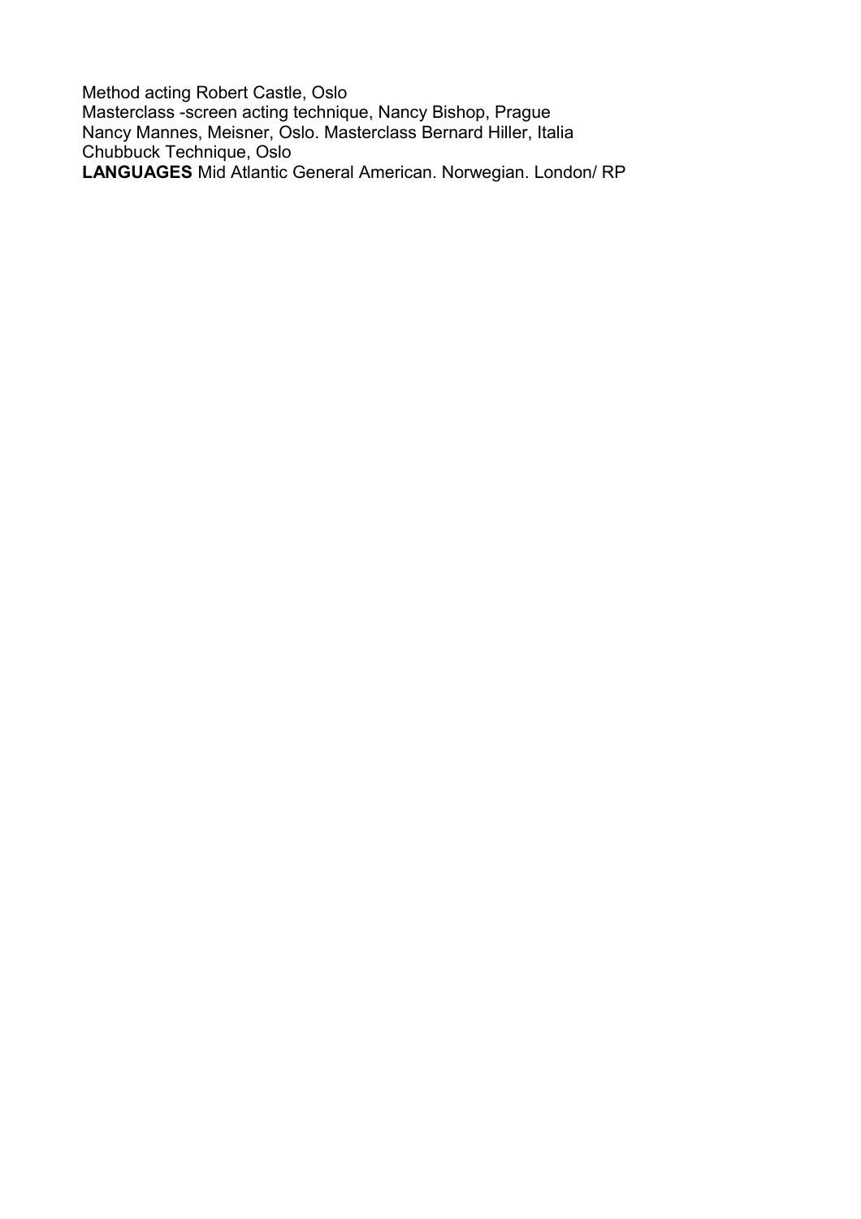Method acting Robert Castle, Oslo
Masterclass -screen acting technique, Nancy Bishop, Prague
Nancy Mannes, Meisner, Oslo. Masterclass Bernard Hiller, Italia
Chubbuck Technique, Oslo
**LANGUAGES** Mid Atlantic General American. Norwegian. London/ RP